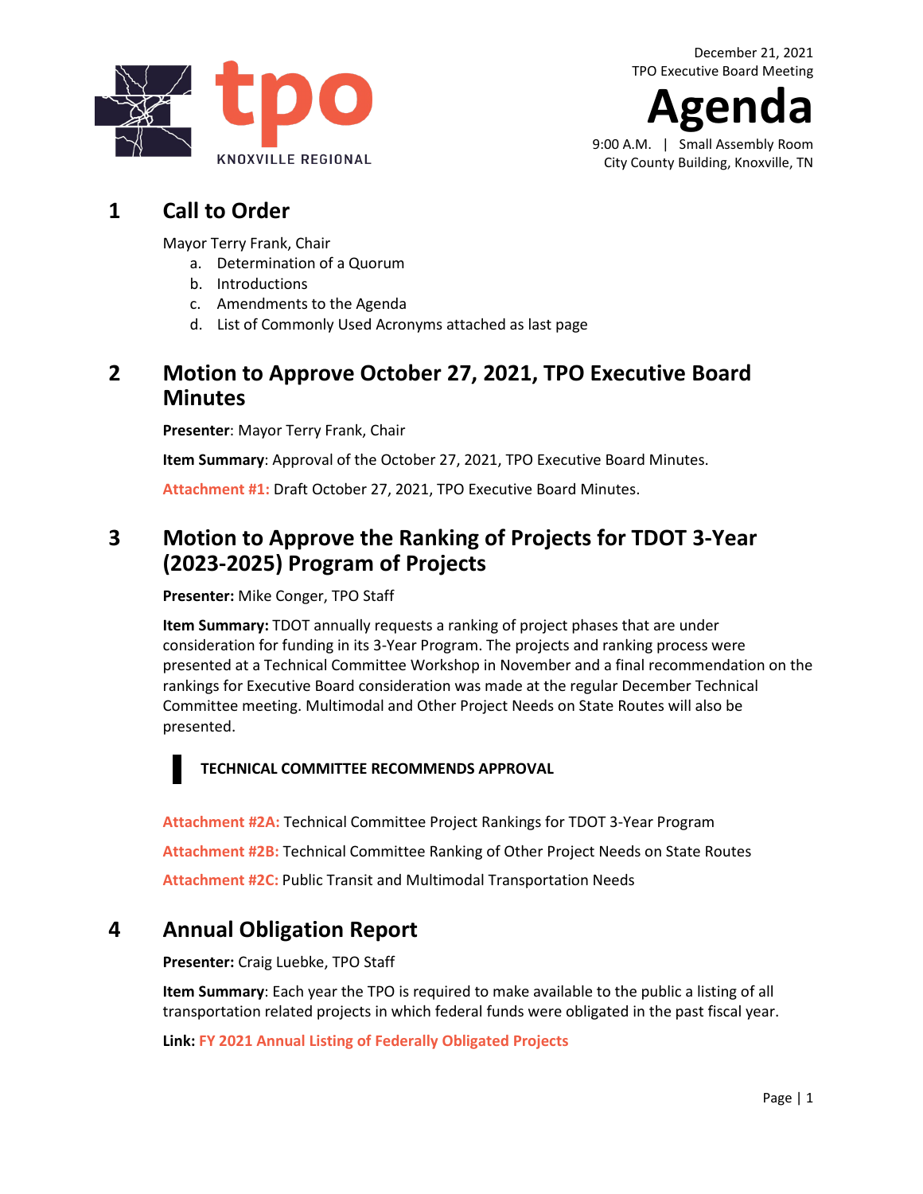tpo KNOXVILLE REGIONAL

December 21, 2021
TPO Executive Board Meeting

# Agenda

9:00 A.M. | Small Assembly Room
City County Building, Knoxville, TN

## 1 Call to Order

Mayor Terry Frank, Chair

a. Determination of a Quorum
b. Introductions
c. Amendments to the Agenda
d. List of Commonly Used Acronyms attached as last page

## 2 Motion to Approve October 27, 2021, TPO Executive Board Minutes

**Presenter**: Mayor Terry Frank, Chair

**Item Summary**: Approval of the October 27, 2021, TPO Executive Board Minutes.

**Attachment #1:** Draft October 27, 2021, TPO Executive Board Minutes.

## 3 Motion to Approve the Ranking of Projects for TDOT 3-Year (2023-2025) Program of Projects

**Presenter:** Mike Conger, TPO Staff

**Item Summary:** TDOT annually requests a ranking of project phases that are under consideration for funding in its 3-Year Program. The projects and ranking process were presented at a Technical Committee Workshop in November and a final recommendation on the rankings for Executive Board consideration was made at the regular December Technical Committee meeting. Multimodal and Other Project Needs on State Routes will also be presented.

**TECHNICAL COMMITTEE RECOMMENDS APPROVAL**

**Attachment #2A:** Technical Committee Project Rankings for TDOT 3-Year Program

**Attachment #2B:** Technical Committee Ranking of Other Project Needs on State Routes

**Attachment #2C:** Public Transit and Multimodal Transportation Needs

## 4 Annual Obligation Report

**Presenter:** Craig Luebke, TPO Staff

**Item Summary**: Each year the TPO is required to make available to the public a listing of all transportation related projects in which federal funds were obligated in the past fiscal year.

**Link:** FY 2021 Annual Listing of Federally Obligated Projects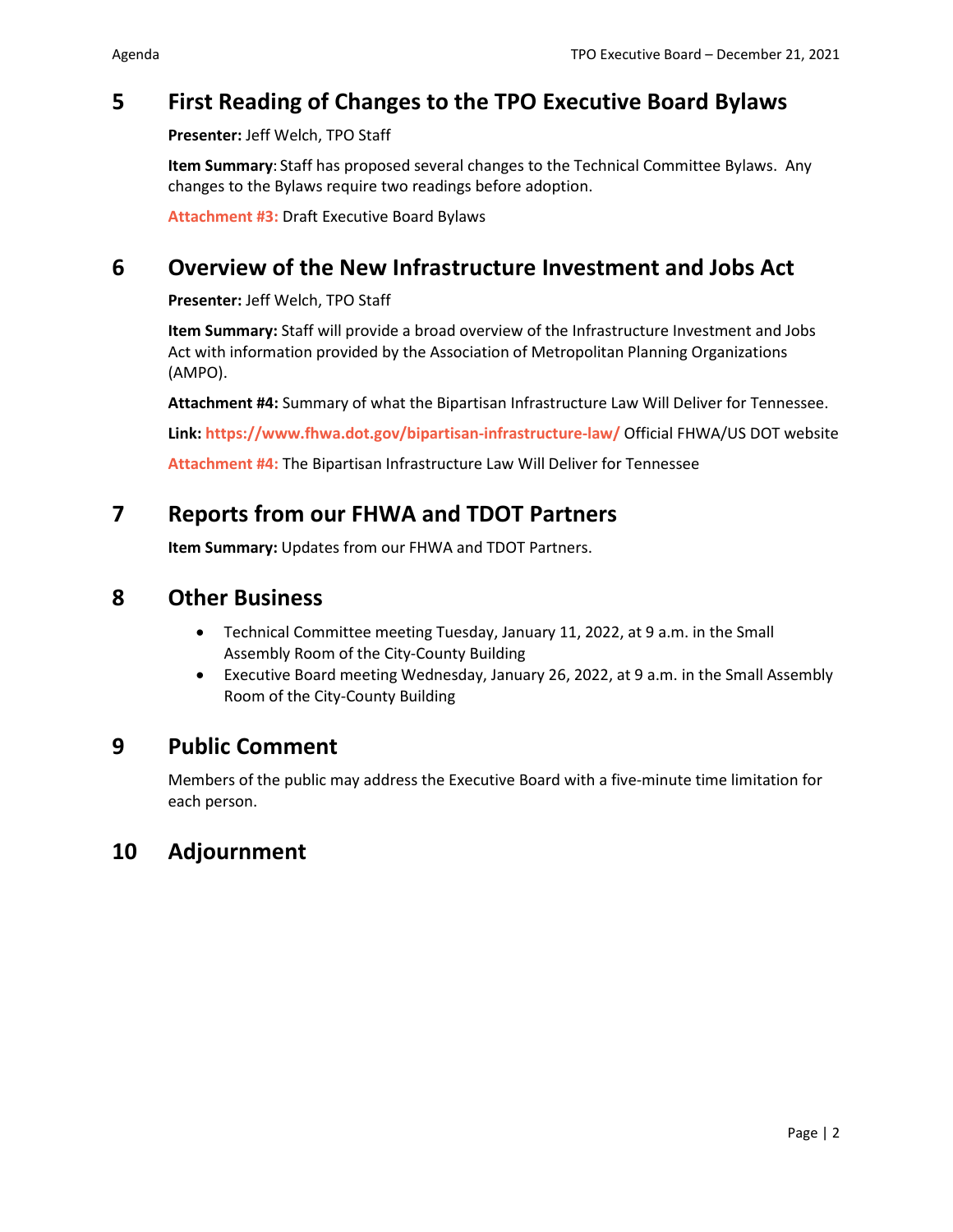## 5 First Reading of Changes to the TPO Executive Board Bylaws

**Presenter:** Jeff Welch, TPO Staff

**Item Summary**: Staff has proposed several changes to the Technical Committee Bylaws. Any changes to the Bylaws require two readings before adoption.

**Attachment #3:** Draft Executive Board Bylaws

## 6 Overview of the New Infrastructure Investment and Jobs Act

**Presenter:** Jeff Welch, TPO Staff

**Item Summary:** Staff will provide a broad overview of the Infrastructure Investment and Jobs Act with information provided by the Association of Metropolitan Planning Organizations (AMPO).

**Attachment #4:** Summary of what the Bipartisan Infrastructure Law Will Deliver for Tennessee.

**Link:** **https://www.fhwa.dot.gov/bipartisan-infrastructure-law/** Official FHWA/US DOT website

**Attachment #4:** The Bipartisan Infrastructure Law Will Deliver for Tennessee

## 7 Reports from our FHWA and TDOT Partners

**Item Summary:** Updates from our FHWA and TDOT Partners.

## 8 Other Business

- Technical Committee meeting Tuesday, January 11, 2022, at 9 a.m. in the Small Assembly Room of the City-County Building
- Executive Board meeting Wednesday, January 26, 2022, at 9 a.m. in the Small Assembly Room of the City-County Building

## 9 Public Comment

Members of the public may address the Executive Board with a five-minute time limitation for each person.

## 10 Adjournment